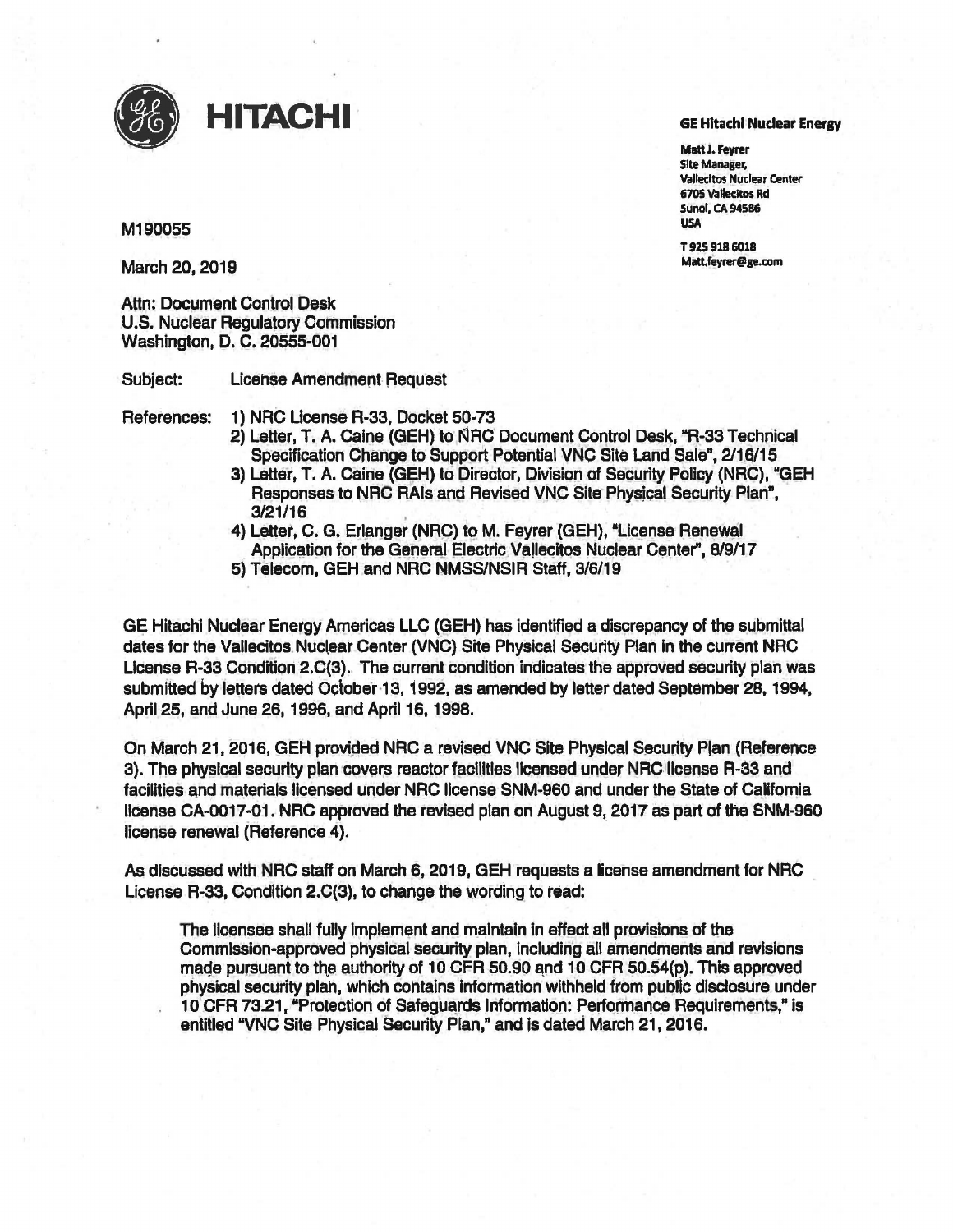**HITACHI**

**GE Hitachi Nuclear Energy**

**Matt J. Feyrer**
**Site Manager,**
**Vallecitos Nuclear Center**
**6705 Vallecitos Rd**
**Sunol, CA 94586**
**USA**

**T 925 918 6018**
**Matt.feyrer@ge.com**

M190055

March 20, 2019

Attn: Document Control Desk
U.S. Nuclear Regulatory Commission
Washington, D. C. 20555-001

Subject: License Amendment Request

References:
1) NRC License R-33, Docket 50-73
2) Letter, T. A. Caine (GEH) to NRC Document Control Desk, "R-33 Technical Specification Change to Support Potential VNC Site Land Sale", 2/16/15
3) Letter, T. A. Caine (GEH) to Director, Division of Security Policy (NRC), "GEH Responses to NRC RAIs and Revised VNC Site Physical Security Plan", 3/21/16
4) Letter, C. G. Erlanger (NRC) to M. Feyrer (GEH), "License Renewal Application for the General Electric Vallecitos Nuclear Center", 8/9/17
5) Telecom, GEH and NRC NMSS/NSIR Staff, 3/6/19

GE Hitachi Nuclear Energy Americas LLC (GEH) has identified a discrepancy of the submittal dates for the Vallecitos Nuclear Center (VNC) Site Physical Security Plan in the current NRC License R-33 Condition 2.C(3). The current condition indicates the approved security plan was submitted by letters dated October 13, 1992, as amended by letter dated September 28, 1994, April 25, and June 26, 1996, and April 16, 1998.

On March 21, 2016, GEH provided NRC a revised VNC Site Physical Security Plan (Reference 3). The physical security plan covers reactor facilities licensed under NRC license R-33 and facilities and materials licensed under NRC license SNM-960 and under the State of California license CA-0017-01. NRC approved the revised plan on August 9, 2017 as part of the SNM-960 license renewal (Reference 4).

As discussed with NRC staff on March 6, 2019, GEH requests a license amendment for NRC License R-33, Condition 2.C(3), to change the wording to read:

> The licensee shall fully implement and maintain in effect all provisions of the Commission-approved physical security plan, including all amendments and revisions made pursuant to the authority of 10 CFR 50.90 and 10 CFR 50.54(p). This approved physical security plan, which contains information withheld from public disclosure under 10 CFR 73.21, "Protection of Safeguards Information: Performance Requirements," is entitled "VNC Site Physical Security Plan," and is dated March 21, 2016.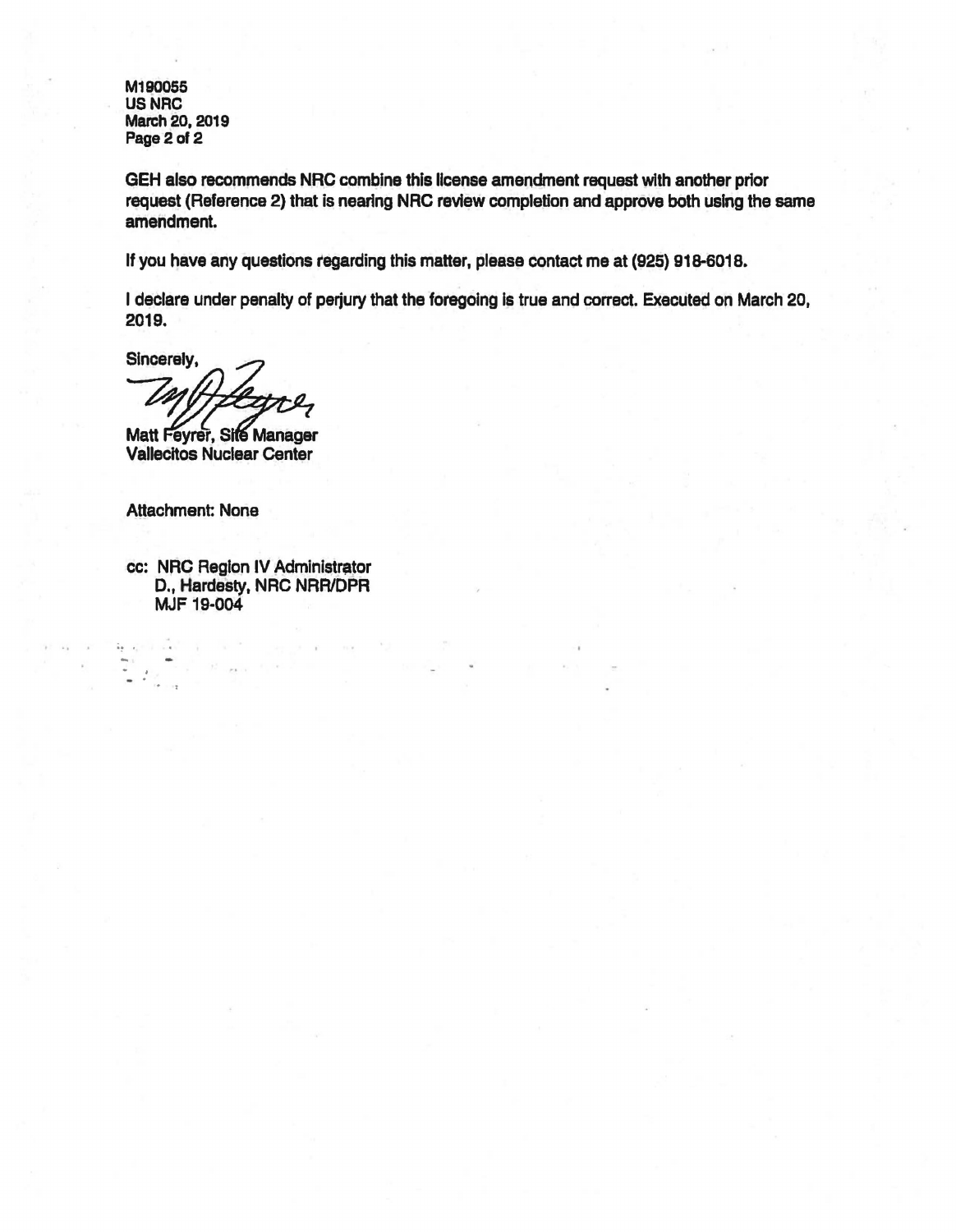GEH also recommends NRC combine this license amendment request with another prior request (Reference 2) that is nearing NRC review completion and approve both using the same amendment.

If you have any questions regarding this matter, please contact me at (925) 918-6018.

I declare under penalty of perjury that the foregoing is true and correct. Executed on March 20, 2019.

Sincerely,

Matt Feyrer, Site Manager
Vallecitos Nuclear Center

Attachment: None

cc: NRC Region IV Administrator
D., Hardesty, NRC NRR/DPR
MJF 19-004